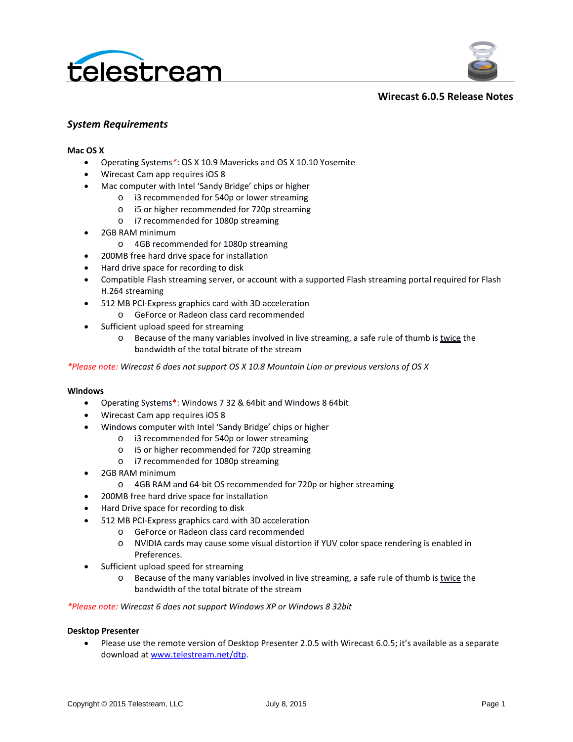# Wirecast 6.0.5 Release Notes

## *System Requirements*

**Mac OS X**

- Operating Systems*: OS X 10.9 Mavericks and OS X 10.10 Yosemite
- Wirecast Cam app requires iOS 8
- Mac computer with Intel 'Sandy Bridge' chips or higher
  - i3 recommended for 540p or lower streaming
  - i5 or higher recommended for 720p streaming
  - i7 recommended for 1080p streaming
- 2GB RAM minimum
  - 4GB recommended for 1080p streaming
- 200MB free hard drive space for installation
- Hard drive space for recording to disk
- Compatible Flash streaming server, or account with a supported Flash streaming portal required for Flash H.264 streaming
- 512 MB PCI-Express graphics card with 3D acceleration
  - GeForce or Radeon class card recommended
- Sufficient upload speed for streaming
  - Because of the many variables involved in live streaming, a safe rule of thumb is twice the bandwidth of the total bitrate of the stream

*\*Please note: Wirecast 6 does not support OS X 10.8 Mountain Lion or previous versions of OS X*

**Windows**

- Operating Systems*: Windows 7 32 & 64bit and Windows 8 64bit
- Wirecast Cam app requires iOS 8
- Windows computer with Intel 'Sandy Bridge' chips or higher
  - i3 recommended for 540p or lower streaming
  - i5 or higher recommended for 720p streaming
  - i7 recommended for 1080p streaming
- 2GB RAM minimum
  - 4GB RAM and 64-bit OS recommended for 720p or higher streaming
- 200MB free hard drive space for installation
- Hard Drive space for recording to disk
- 512 MB PCI-Express graphics card with 3D acceleration
  - GeForce or Radeon class card recommended
  - NVIDIA cards may cause some visual distortion if YUV color space rendering is enabled in Preferences.
- Sufficient upload speed for streaming
  - Because of the many variables involved in live streaming, a safe rule of thumb is twice the bandwidth of the total bitrate of the stream

*\*Please note: Wirecast 6 does not support Windows XP or Windows 8 32bit*

**Desktop Presenter**

- Please use the remote version of Desktop Presenter 2.0.5 with Wirecast 6.0.5; it's available as a separate download at [www.telestream.net/dtp](www.telestream.net/dtp).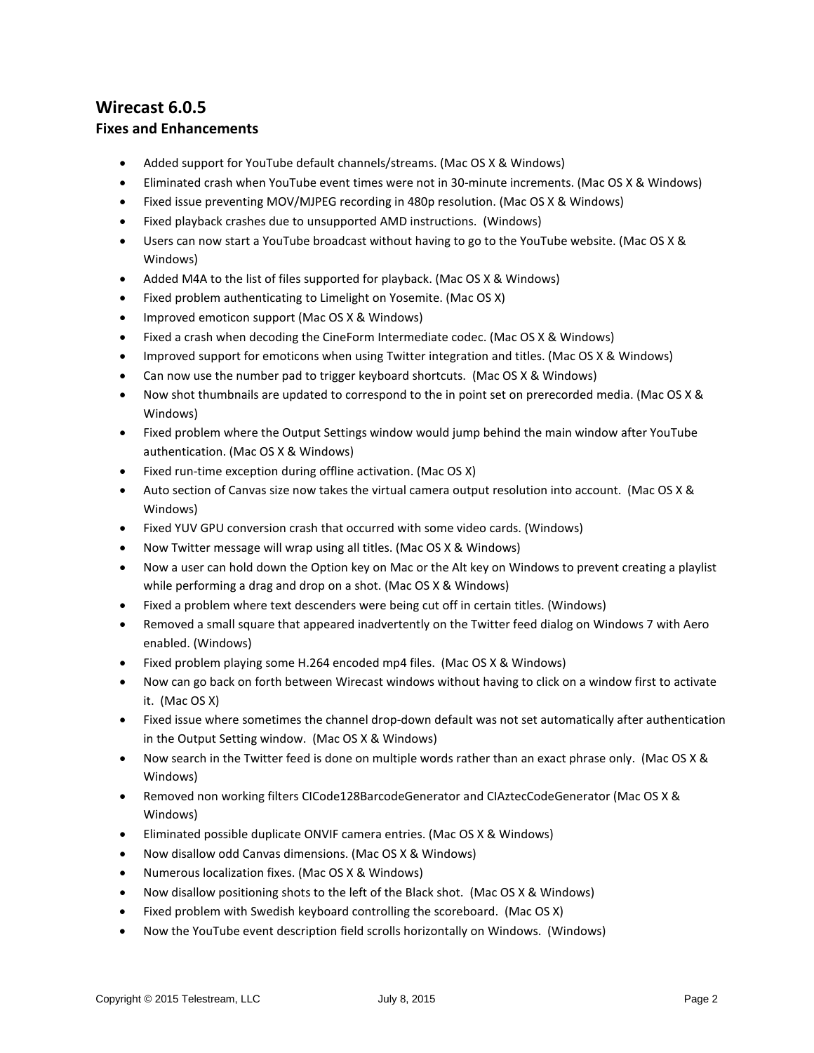## Wirecast 6.0.5

### Fixes and Enhancements

- Added support for YouTube default channels/streams. (Mac OS X & Windows)
- Eliminated crash when YouTube event times were not in 30-minute increments. (Mac OS X & Windows)
- Fixed issue preventing MOV/MJPEG recording in 480p resolution. (Mac OS X & Windows)
- Fixed playback crashes due to unsupported AMD instructions. (Windows)
- Users can now start a YouTube broadcast without having to go to the YouTube website. (Mac OS X & Windows)
- Added M4A to the list of files supported for playback. (Mac OS X & Windows)
- Fixed problem authenticating to Limelight on Yosemite. (Mac OS X)
- Improved emoticon support (Mac OS X & Windows)
- Fixed a crash when decoding the CineForm Intermediate codec. (Mac OS X & Windows)
- Improved support for emoticons when using Twitter integration and titles. (Mac OS X & Windows)
- Can now use the number pad to trigger keyboard shortcuts. (Mac OS X & Windows)
- Now shot thumbnails are updated to correspond to the in point set on prerecorded media. (Mac OS X & Windows)
- Fixed problem where the Output Settings window would jump behind the main window after YouTube authentication. (Mac OS X & Windows)
- Fixed run-time exception during offline activation. (Mac OS X)
- Auto section of Canvas size now takes the virtual camera output resolution into account. (Mac OS X & Windows)
- Fixed YUV GPU conversion crash that occurred with some video cards. (Windows)
- Now Twitter message will wrap using all titles. (Mac OS X & Windows)
- Now a user can hold down the Option key on Mac or the Alt key on Windows to prevent creating a playlist while performing a drag and drop on a shot. (Mac OS X & Windows)
- Fixed a problem where text descenders were being cut off in certain titles. (Windows)
- Removed a small square that appeared inadvertently on the Twitter feed dialog on Windows 7 with Aero enabled. (Windows)
- Fixed problem playing some H.264 encoded mp4 files. (Mac OS X & Windows)
- Now can go back on forth between Wirecast windows without having to click on a window first to activate it. (Mac OS X)
- Fixed issue where sometimes the channel drop-down default was not set automatically after authentication in the Output Setting window. (Mac OS X & Windows)
- Now search in the Twitter feed is done on multiple words rather than an exact phrase only. (Mac OS X & Windows)
- Removed non working filters CICode128BarcodeGenerator and CIAztecCodeGenerator (Mac OS X & Windows)
- Eliminated possible duplicate ONVIF camera entries. (Mac OS X & Windows)
- Now disallow odd Canvas dimensions. (Mac OS X & Windows)
- Numerous localization fixes. (Mac OS X & Windows)
- Now disallow positioning shots to the left of the Black shot. (Mac OS X & Windows)
- Fixed problem with Swedish keyboard controlling the scoreboard. (Mac OS X)
- Now the YouTube event description field scrolls horizontally on Windows. (Windows)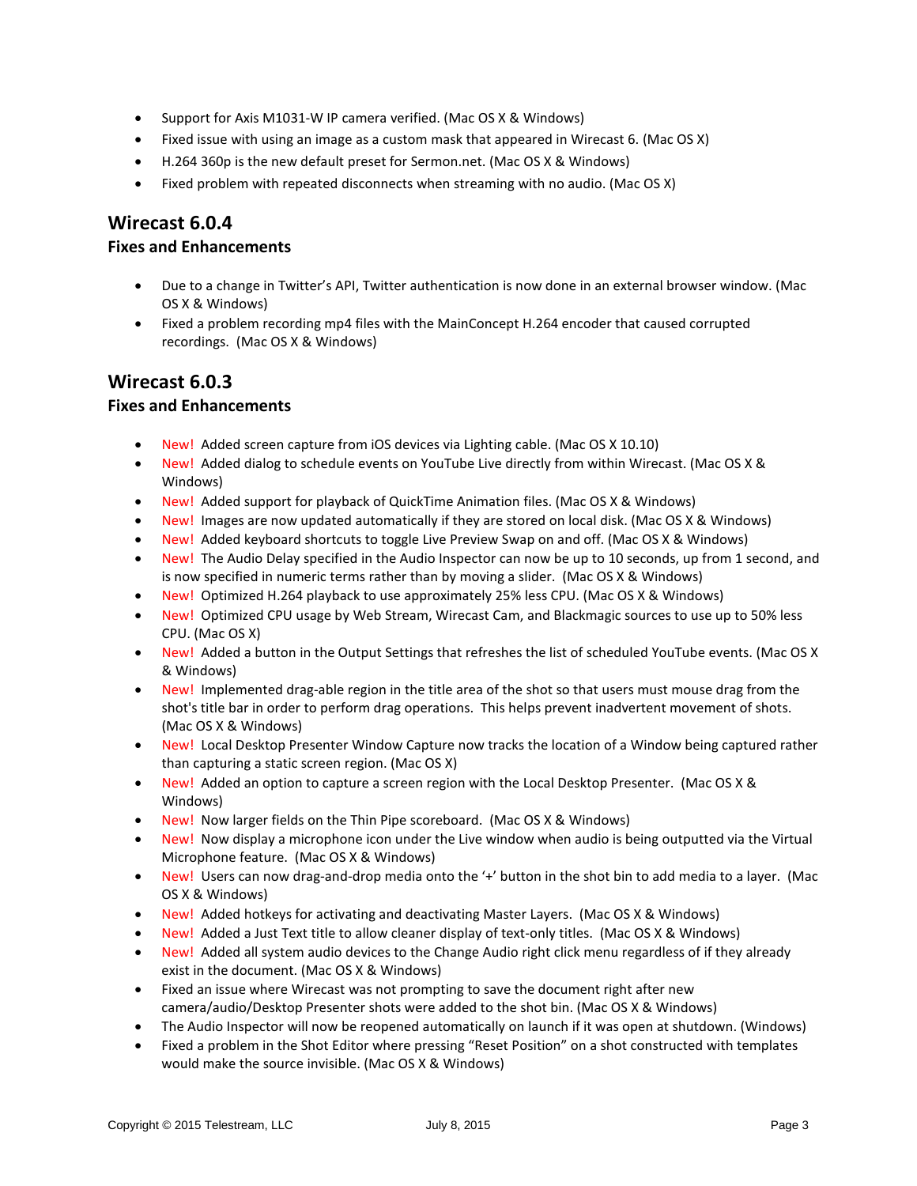- Support for Axis M1031-W IP camera verified. (Mac OS X & Windows)
- Fixed issue with using an image as a custom mask that appeared in Wirecast 6. (Mac OS X)
- H.264 360p is the new default preset for Sermon.net. (Mac OS X & Windows)
- Fixed problem with repeated disconnects when streaming with no audio. (Mac OS X)

## Wirecast 6.0.4

### Fixes and Enhancements

- Due to a change in Twitter's API, Twitter authentication is now done in an external browser window. (Mac OS X & Windows)
- Fixed a problem recording mp4 files with the MainConcept H.264 encoder that caused corrupted recordings. (Mac OS X & Windows)

## Wirecast 6.0.3

### Fixes and Enhancements

- New! Added screen capture from iOS devices via Lighting cable. (Mac OS X 10.10)
- New! Added dialog to schedule events on YouTube Live directly from within Wirecast. (Mac OS X & Windows)
- New! Added support for playback of QuickTime Animation files. (Mac OS X & Windows)
- New! Images are now updated automatically if they are stored on local disk. (Mac OS X & Windows)
- New! Added keyboard shortcuts to toggle Live Preview Swap on and off. (Mac OS X & Windows)
- New! The Audio Delay specified in the Audio Inspector can now be up to 10 seconds, up from 1 second, and is now specified in numeric terms rather than by moving a slider. (Mac OS X & Windows)
- New! Optimized H.264 playback to use approximately 25% less CPU. (Mac OS X & Windows)
- New! Optimized CPU usage by Web Stream, Wirecast Cam, and Blackmagic sources to use up to 50% less CPU. (Mac OS X)
- New! Added a button in the Output Settings that refreshes the list of scheduled YouTube events. (Mac OS X & Windows)
- New! Implemented drag-able region in the title area of the shot so that users must mouse drag from the shot's title bar in order to perform drag operations. This helps prevent inadvertent movement of shots. (Mac OS X & Windows)
- New! Local Desktop Presenter Window Capture now tracks the location of a Window being captured rather than capturing a static screen region. (Mac OS X)
- New! Added an option to capture a screen region with the Local Desktop Presenter. (Mac OS X & Windows)
- New! Now larger fields on the Thin Pipe scoreboard. (Mac OS X & Windows)
- New! Now display a microphone icon under the Live window when audio is being outputted via the Virtual Microphone feature. (Mac OS X & Windows)
- New! Users can now drag-and-drop media onto the '+' button in the shot bin to add media to a layer. (Mac OS X & Windows)
- New! Added hotkeys for activating and deactivating Master Layers. (Mac OS X & Windows)
- New! Added a Just Text title to allow cleaner display of text-only titles. (Mac OS X & Windows)
- New! Added all system audio devices to the Change Audio right click menu regardless of if they already exist in the document. (Mac OS X & Windows)
- Fixed an issue where Wirecast was not prompting to save the document right after new camera/audio/Desktop Presenter shots were added to the shot bin. (Mac OS X & Windows)
- The Audio Inspector will now be reopened automatically on launch if it was open at shutdown. (Windows)
- Fixed a problem in the Shot Editor where pressing "Reset Position" on a shot constructed with templates would make the source invisible. (Mac OS X & Windows)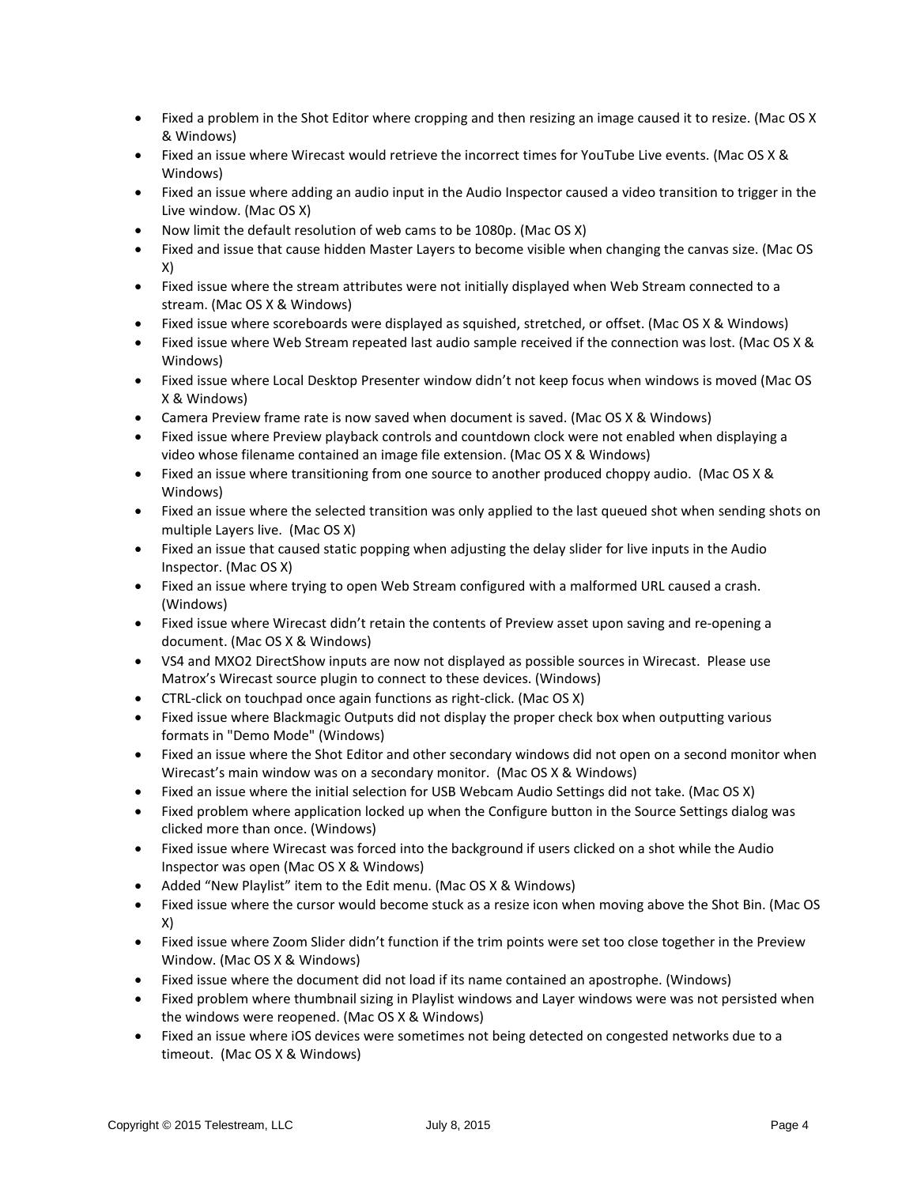- Fixed a problem in the Shot Editor where cropping and then resizing an image caused it to resize. (Mac OS X & Windows)
- Fixed an issue where Wirecast would retrieve the incorrect times for YouTube Live events. (Mac OS X & Windows)
- Fixed an issue where adding an audio input in the Audio Inspector caused a video transition to trigger in the Live window. (Mac OS X)
- Now limit the default resolution of web cams to be 1080p. (Mac OS X)
- Fixed and issue that cause hidden Master Layers to become visible when changing the canvas size. (Mac OS X)
- Fixed issue where the stream attributes were not initially displayed when Web Stream connected to a stream. (Mac OS X & Windows)
- Fixed issue where scoreboards were displayed as squished, stretched, or offset. (Mac OS X & Windows)
- Fixed issue where Web Stream repeated last audio sample received if the connection was lost. (Mac OS X & Windows)
- Fixed issue where Local Desktop Presenter window didn't not keep focus when windows is moved (Mac OS X & Windows)
- Camera Preview frame rate is now saved when document is saved. (Mac OS X & Windows)
- Fixed issue where Preview playback controls and countdown clock were not enabled when displaying a video whose filename contained an image file extension. (Mac OS X & Windows)
- Fixed an issue where transitioning from one source to another produced choppy audio. (Mac OS X & Windows)
- Fixed an issue where the selected transition was only applied to the last queued shot when sending shots on multiple Layers live. (Mac OS X)
- Fixed an issue that caused static popping when adjusting the delay slider for live inputs in the Audio Inspector. (Mac OS X)
- Fixed an issue where trying to open Web Stream configured with a malformed URL caused a crash. (Windows)
- Fixed issue where Wirecast didn't retain the contents of Preview asset upon saving and re-opening a document. (Mac OS X & Windows)
- VS4 and MXO2 DirectShow inputs are now not displayed as possible sources in Wirecast. Please use Matrox's Wirecast source plugin to connect to these devices. (Windows)
- CTRL-click on touchpad once again functions as right-click. (Mac OS X)
- Fixed issue where Blackmagic Outputs did not display the proper check box when outputting various formats in "Demo Mode" (Windows)
- Fixed an issue where the Shot Editor and other secondary windows did not open on a second monitor when Wirecast's main window was on a secondary monitor. (Mac OS X & Windows)
- Fixed an issue where the initial selection for USB Webcam Audio Settings did not take. (Mac OS X)
- Fixed problem where application locked up when the Configure button in the Source Settings dialog was clicked more than once. (Windows)
- Fixed issue where Wirecast was forced into the background if users clicked on a shot while the Audio Inspector was open (Mac OS X & Windows)
- Added "New Playlist" item to the Edit menu. (Mac OS X & Windows)
- Fixed issue where the cursor would become stuck as a resize icon when moving above the Shot Bin. (Mac OS X)
- Fixed issue where Zoom Slider didn't function if the trim points were set too close together in the Preview Window. (Mac OS X & Windows)
- Fixed issue where the document did not load if its name contained an apostrophe. (Windows)
- Fixed problem where thumbnail sizing in Playlist windows and Layer windows were was not persisted when the windows were reopened. (Mac OS X & Windows)
- Fixed an issue where iOS devices were sometimes not being detected on congested networks due to a timeout. (Mac OS X & Windows)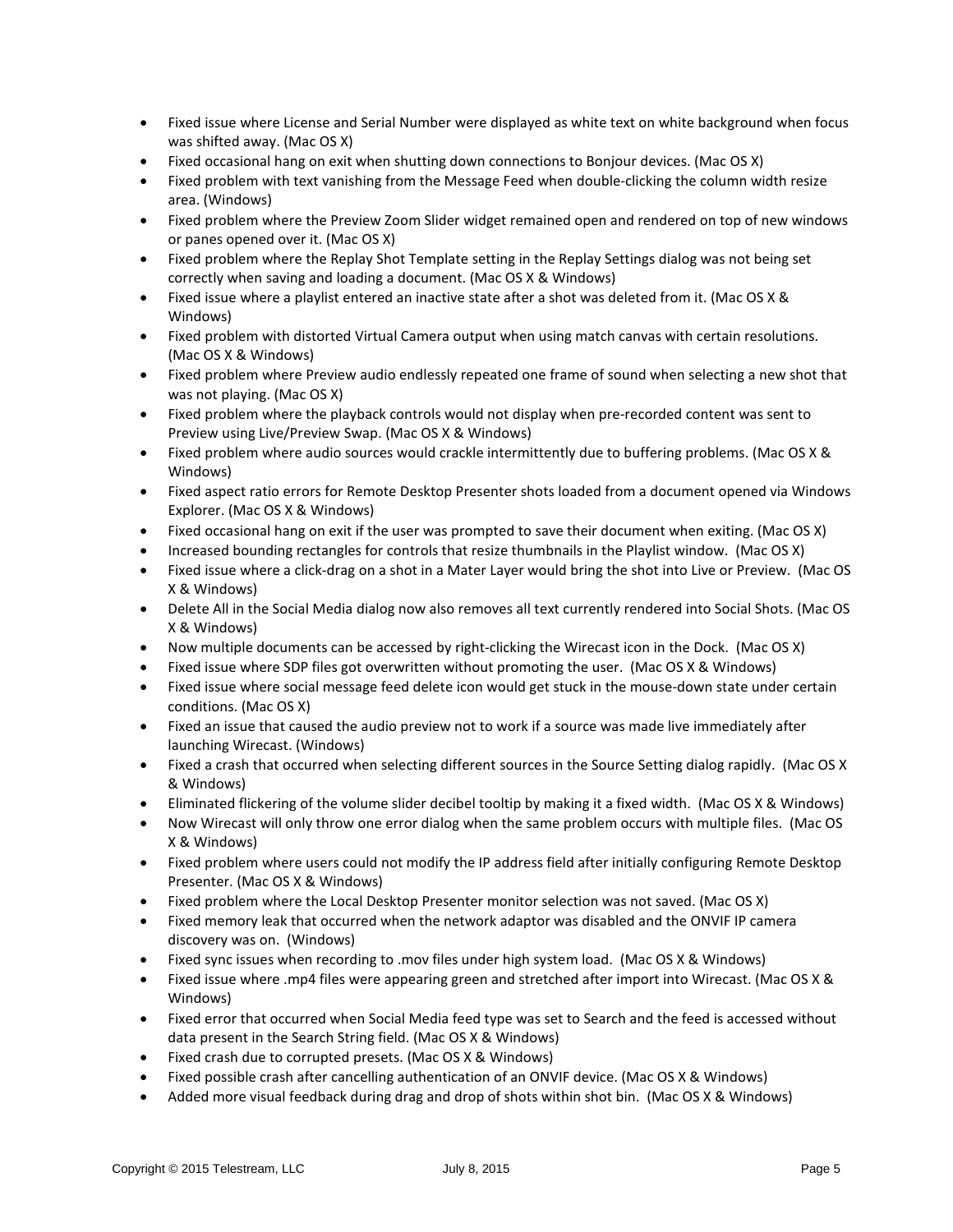- Fixed issue where License and Serial Number were displayed as white text on white background when focus was shifted away. (Mac OS X)
- Fixed occasional hang on exit when shutting down connections to Bonjour devices. (Mac OS X)
- Fixed problem with text vanishing from the Message Feed when double-clicking the column width resize area. (Windows)
- Fixed problem where the Preview Zoom Slider widget remained open and rendered on top of new windows or panes opened over it. (Mac OS X)
- Fixed problem where the Replay Shot Template setting in the Replay Settings dialog was not being set correctly when saving and loading a document. (Mac OS X & Windows)
- Fixed issue where a playlist entered an inactive state after a shot was deleted from it. (Mac OS X & Windows)
- Fixed problem with distorted Virtual Camera output when using match canvas with certain resolutions. (Mac OS X & Windows)
- Fixed problem where Preview audio endlessly repeated one frame of sound when selecting a new shot that was not playing. (Mac OS X)
- Fixed problem where the playback controls would not display when pre-recorded content was sent to Preview using Live/Preview Swap. (Mac OS X & Windows)
- Fixed problem where audio sources would crackle intermittently due to buffering problems. (Mac OS X & Windows)
- Fixed aspect ratio errors for Remote Desktop Presenter shots loaded from a document opened via Windows Explorer. (Mac OS X & Windows)
- Fixed occasional hang on exit if the user was prompted to save their document when exiting. (Mac OS X)
- Increased bounding rectangles for controls that resize thumbnails in the Playlist window. (Mac OS X)
- Fixed issue where a click-drag on a shot in a Mater Layer would bring the shot into Live or Preview. (Mac OS X & Windows)
- Delete All in the Social Media dialog now also removes all text currently rendered into Social Shots. (Mac OS X & Windows)
- Now multiple documents can be accessed by right-clicking the Wirecast icon in the Dock. (Mac OS X)
- Fixed issue where SDP files got overwritten without promoting the user. (Mac OS X & Windows)
- Fixed issue where social message feed delete icon would get stuck in the mouse-down state under certain conditions. (Mac OS X)
- Fixed an issue that caused the audio preview not to work if a source was made live immediately after launching Wirecast. (Windows)
- Fixed a crash that occurred when selecting different sources in the Source Setting dialog rapidly. (Mac OS X & Windows)
- Eliminated flickering of the volume slider decibel tooltip by making it a fixed width. (Mac OS X & Windows)
- Now Wirecast will only throw one error dialog when the same problem occurs with multiple files. (Mac OS X & Windows)
- Fixed problem where users could not modify the IP address field after initially configuring Remote Desktop Presenter. (Mac OS X & Windows)
- Fixed problem where the Local Desktop Presenter monitor selection was not saved. (Mac OS X)
- Fixed memory leak that occurred when the network adaptor was disabled and the ONVIF IP camera discovery was on. (Windows)
- Fixed sync issues when recording to .mov files under high system load. (Mac OS X & Windows)
- Fixed issue where .mp4 files were appearing green and stretched after import into Wirecast. (Mac OS X & Windows)
- Fixed error that occurred when Social Media feed type was set to Search and the feed is accessed without data present in the Search String field. (Mac OS X & Windows)
- Fixed crash due to corrupted presets. (Mac OS X & Windows)
- Fixed possible crash after cancelling authentication of an ONVIF device. (Mac OS X & Windows)
- Added more visual feedback during drag and drop of shots within shot bin. (Mac OS X & Windows)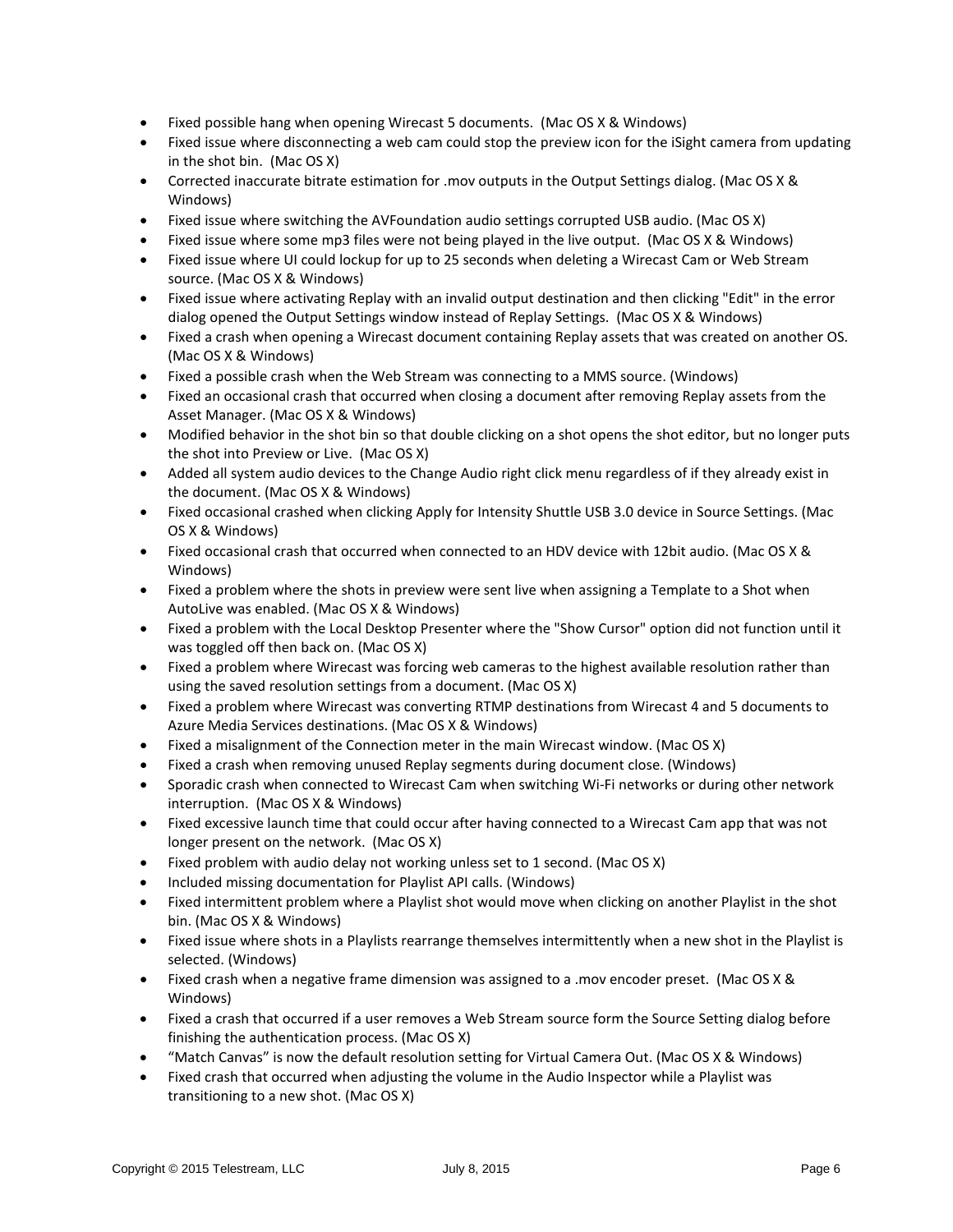- Fixed possible hang when opening Wirecast 5 documents. (Mac OS X & Windows)
- Fixed issue where disconnecting a web cam could stop the preview icon for the iSight camera from updating in the shot bin. (Mac OS X)
- Corrected inaccurate bitrate estimation for .mov outputs in the Output Settings dialog. (Mac OS X & Windows)
- Fixed issue where switching the AVFoundation audio settings corrupted USB audio. (Mac OS X)
- Fixed issue where some mp3 files were not being played in the live output. (Mac OS X & Windows)
- Fixed issue where UI could lockup for up to 25 seconds when deleting a Wirecast Cam or Web Stream source. (Mac OS X & Windows)
- Fixed issue where activating Replay with an invalid output destination and then clicking "Edit" in the error dialog opened the Output Settings window instead of Replay Settings. (Mac OS X & Windows)
- Fixed a crash when opening a Wirecast document containing Replay assets that was created on another OS. (Mac OS X & Windows)
- Fixed a possible crash when the Web Stream was connecting to a MMS source. (Windows)
- Fixed an occasional crash that occurred when closing a document after removing Replay assets from the Asset Manager. (Mac OS X & Windows)
- Modified behavior in the shot bin so that double clicking on a shot opens the shot editor, but no longer puts the shot into Preview or Live. (Mac OS X)
- Added all system audio devices to the Change Audio right click menu regardless of if they already exist in the document. (Mac OS X & Windows)
- Fixed occasional crashed when clicking Apply for Intensity Shuttle USB 3.0 device in Source Settings. (Mac OS X & Windows)
- Fixed occasional crash that occurred when connected to an HDV device with 12bit audio. (Mac OS X & Windows)
- Fixed a problem where the shots in preview were sent live when assigning a Template to a Shot when AutoLive was enabled. (Mac OS X & Windows)
- Fixed a problem with the Local Desktop Presenter where the "Show Cursor" option did not function until it was toggled off then back on. (Mac OS X)
- Fixed a problem where Wirecast was forcing web cameras to the highest available resolution rather than using the saved resolution settings from a document. (Mac OS X)
- Fixed a problem where Wirecast was converting RTMP destinations from Wirecast 4 and 5 documents to Azure Media Services destinations. (Mac OS X & Windows)
- Fixed a misalignment of the Connection meter in the main Wirecast window. (Mac OS X)
- Fixed a crash when removing unused Replay segments during document close. (Windows)
- Sporadic crash when connected to Wirecast Cam when switching Wi-Fi networks or during other network interruption. (Mac OS X & Windows)
- Fixed excessive launch time that could occur after having connected to a Wirecast Cam app that was not longer present on the network. (Mac OS X)
- Fixed problem with audio delay not working unless set to 1 second. (Mac OS X)
- Included missing documentation for Playlist API calls. (Windows)
- Fixed intermittent problem where a Playlist shot would move when clicking on another Playlist in the shot bin. (Mac OS X & Windows)
- Fixed issue where shots in a Playlists rearrange themselves intermittently when a new shot in the Playlist is selected. (Windows)
- Fixed crash when a negative frame dimension was assigned to a .mov encoder preset. (Mac OS X & Windows)
- Fixed a crash that occurred if a user removes a Web Stream source form the Source Setting dialog before finishing the authentication process. (Mac OS X)
- "Match Canvas" is now the default resolution setting for Virtual Camera Out. (Mac OS X & Windows)
- Fixed crash that occurred when adjusting the volume in the Audio Inspector while a Playlist was transitioning to a new shot. (Mac OS X)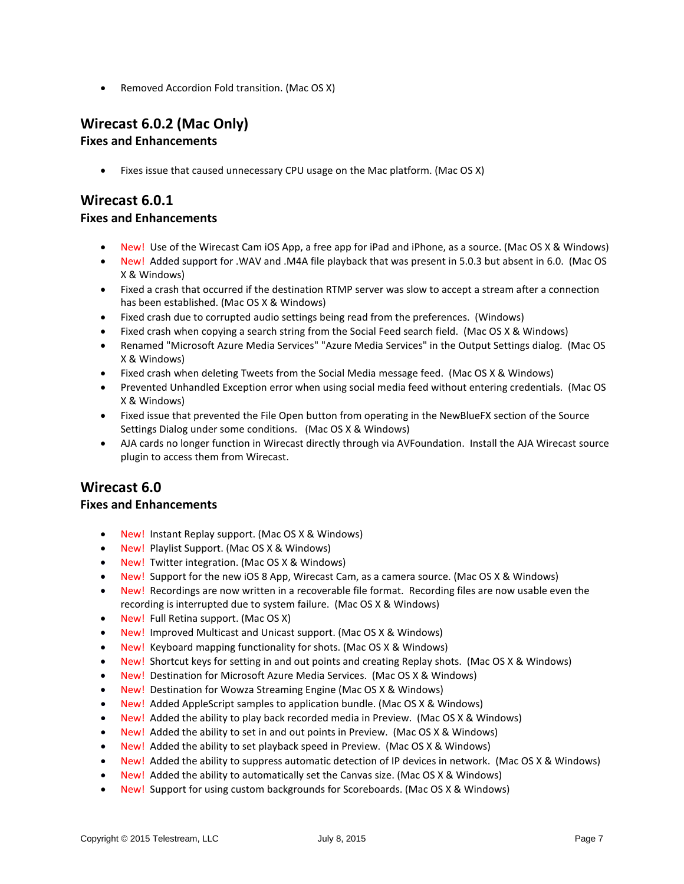- Removed Accordion Fold transition. (Mac OS X)

## Wirecast 6.0.2 (Mac Only)

### Fixes and Enhancements

- Fixes issue that caused unnecessary CPU usage on the Mac platform. (Mac OS X)

## Wirecast 6.0.1

### Fixes and Enhancements

- New! Use of the Wirecast Cam iOS App, a free app for iPad and iPhone, as a source. (Mac OS X & Windows)
- New! Added support for .WAV and .M4A file playback that was present in 5.0.3 but absent in 6.0. (Mac OS X & Windows)
- Fixed a crash that occurred if the destination RTMP server was slow to accept a stream after a connection has been established. (Mac OS X & Windows)
- Fixed crash due to corrupted audio settings being read from the preferences. (Windows)
- Fixed crash when copying a search string from the Social Feed search field. (Mac OS X & Windows)
- Renamed "Microsoft Azure Media Services" "Azure Media Services" in the Output Settings dialog. (Mac OS X & Windows)
- Fixed crash when deleting Tweets from the Social Media message feed. (Mac OS X & Windows)
- Prevented Unhandled Exception error when using social media feed without entering credentials. (Mac OS X & Windows)
- Fixed issue that prevented the File Open button from operating in the NewBlueFX section of the Source Settings Dialog under some conditions. (Mac OS X & Windows)
- AJA cards no longer function in Wirecast directly through via AVFoundation. Install the AJA Wirecast source plugin to access them from Wirecast.

## Wirecast 6.0

### Fixes and Enhancements

- New! Instant Replay support. (Mac OS X & Windows)
- New! Playlist Support. (Mac OS X & Windows)
- New! Twitter integration. (Mac OS X & Windows)
- New! Support for the new iOS 8 App, Wirecast Cam, as a camera source. (Mac OS X & Windows)
- New! Recordings are now written in a recoverable file format. Recording files are now usable even the recording is interrupted due to system failure. (Mac OS X & Windows)
- New! Full Retina support. (Mac OS X)
- New! Improved Multicast and Unicast support. (Mac OS X & Windows)
- New! Keyboard mapping functionality for shots. (Mac OS X & Windows)
- New! Shortcut keys for setting in and out points and creating Replay shots. (Mac OS X & Windows)
- New! Destination for Microsoft Azure Media Services. (Mac OS X & Windows)
- New! Destination for Wowza Streaming Engine (Mac OS X & Windows)
- New! Added AppleScript samples to application bundle. (Mac OS X & Windows)
- New! Added the ability to play back recorded media in Preview. (Mac OS X & Windows)
- New! Added the ability to set in and out points in Preview. (Mac OS X & Windows)
- New! Added the ability to set playback speed in Preview. (Mac OS X & Windows)
- New! Added the ability to suppress automatic detection of IP devices in network. (Mac OS X & Windows)
- New! Added the ability to automatically set the Canvas size. (Mac OS X & Windows)
- New! Support for using custom backgrounds for Scoreboards. (Mac OS X & Windows)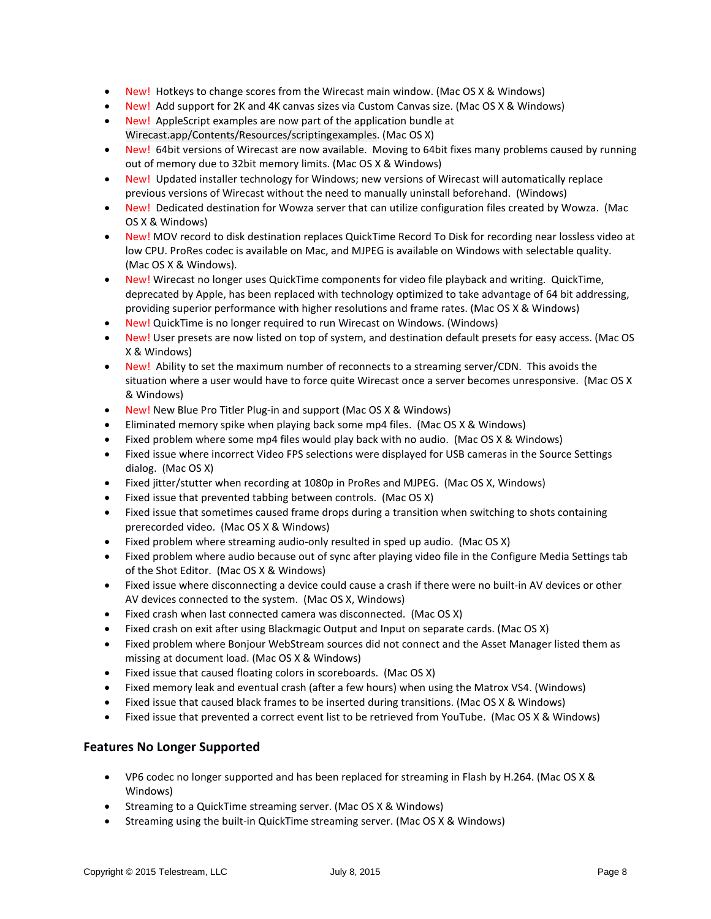- New! Hotkeys to change scores from the Wirecast main window. (Mac OS X & Windows)
- New! Add support for 2K and 4K canvas sizes via Custom Canvas size. (Mac OS X & Windows)
- New! AppleScript examples are now part of the application bundle at Wirecast.app/Contents/Resources/scriptingexamples. (Mac OS X)
- New! 64bit versions of Wirecast are now available. Moving to 64bit fixes many problems caused by running out of memory due to 32bit memory limits. (Mac OS X & Windows)
- New! Updated installer technology for Windows; new versions of Wirecast will automatically replace previous versions of Wirecast without the need to manually uninstall beforehand. (Windows)
- New! Dedicated destination for Wowza server that can utilize configuration files created by Wowza. (Mac OS X & Windows)
- New! MOV record to disk destination replaces QuickTime Record To Disk for recording near lossless video at low CPU. ProRes codec is available on Mac, and MJPEG is available on Windows with selectable quality. (Mac OS X & Windows).
- New! Wirecast no longer uses QuickTime components for video file playback and writing. QuickTime, deprecated by Apple, has been replaced with technology optimized to take advantage of 64 bit addressing, providing superior performance with higher resolutions and frame rates. (Mac OS X & Windows)
- New! QuickTime is no longer required to run Wirecast on Windows. (Windows)
- New! User presets are now listed on top of system, and destination default presets for easy access. (Mac OS X & Windows)
- New! Ability to set the maximum number of reconnects to a streaming server/CDN. This avoids the situation where a user would have to force quite Wirecast once a server becomes unresponsive. (Mac OS X & Windows)
- New! New Blue Pro Titler Plug-in and support (Mac OS X & Windows)
- Eliminated memory spike when playing back some mp4 files. (Mac OS X & Windows)
- Fixed problem where some mp4 files would play back with no audio. (Mac OS X & Windows)
- Fixed issue where incorrect Video FPS selections were displayed for USB cameras in the Source Settings dialog. (Mac OS X)
- Fixed jitter/stutter when recording at 1080p in ProRes and MJPEG. (Mac OS X, Windows)
- Fixed issue that prevented tabbing between controls. (Mac OS X)
- Fixed issue that sometimes caused frame drops during a transition when switching to shots containing prerecorded video. (Mac OS X & Windows)
- Fixed problem where streaming audio-only resulted in sped up audio. (Mac OS X)
- Fixed problem where audio because out of sync after playing video file in the Configure Media Settings tab of the Shot Editor. (Mac OS X & Windows)
- Fixed issue where disconnecting a device could cause a crash if there were no built-in AV devices or other AV devices connected to the system. (Mac OS X, Windows)
- Fixed crash when last connected camera was disconnected. (Mac OS X)
- Fixed crash on exit after using Blackmagic Output and Input on separate cards. (Mac OS X)
- Fixed problem where Bonjour WebStream sources did not connect and the Asset Manager listed them as missing at document load. (Mac OS X & Windows)
- Fixed issue that caused floating colors in scoreboards. (Mac OS X)
- Fixed memory leak and eventual crash (after a few hours) when using the Matrox VS4. (Windows)
- Fixed issue that caused black frames to be inserted during transitions. (Mac OS X & Windows)
- Fixed issue that prevented a correct event list to be retrieved from YouTube. (Mac OS X & Windows)

## Features No Longer Supported

- VP6 codec no longer supported and has been replaced for streaming in Flash by H.264. (Mac OS X & Windows)
- Streaming to a QuickTime streaming server. (Mac OS X & Windows)
- Streaming using the built-in QuickTime streaming server. (Mac OS X & Windows)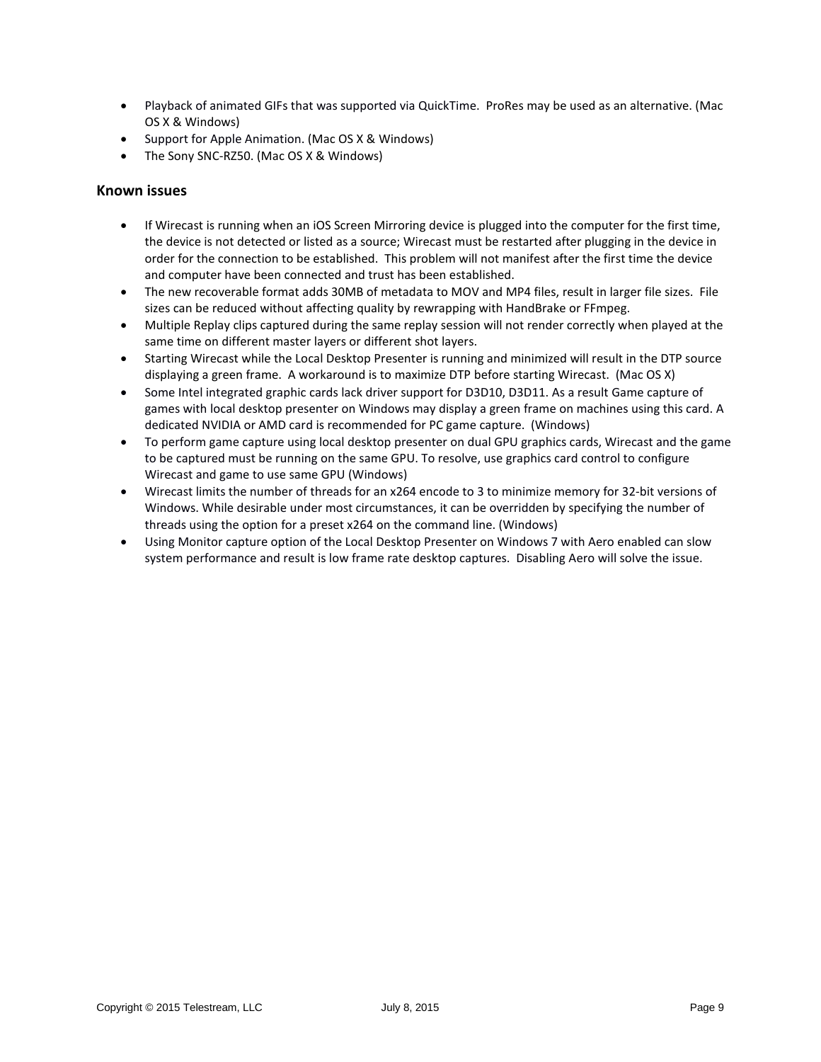- Playback of animated GIFs that was supported via QuickTime.  ProRes may be used as an alternative. (Mac OS X & Windows)
- Support for Apple Animation. (Mac OS X & Windows)
- The Sony SNC-RZ50. (Mac OS X & Windows)

## Known issues

- If Wirecast is running when an iOS Screen Mirroring device is plugged into the computer for the first time, the device is not detected or listed as a source; Wirecast must be restarted after plugging in the device in order for the connection to be established.  This problem will not manifest after the first time the device and computer have been connected and trust has been established.
- The new recoverable format adds 30MB of metadata to MOV and MP4 files, result in larger file sizes.  File sizes can be reduced without affecting quality by rewrapping with HandBrake or FFmpeg.
- Multiple Replay clips captured during the same replay session will not render correctly when played at the same time on different master layers or different shot layers.
- Starting Wirecast while the Local Desktop Presenter is running and minimized will result in the DTP source displaying a green frame.  A workaround is to maximize DTP before starting Wirecast.  (Mac OS X)
- Some Intel integrated graphic cards lack driver support for D3D10, D3D11. As a result Game capture of games with local desktop presenter on Windows may display a green frame on machines using this card. A dedicated NVIDIA or AMD card is recommended for PC game capture.  (Windows)
- To perform game capture using local desktop presenter on dual GPU graphics cards, Wirecast and the game to be captured must be running on the same GPU. To resolve, use graphics card control to configure Wirecast and game to use same GPU (Windows)
- Wirecast limits the number of threads for an x264 encode to 3 to minimize memory for 32-bit versions of Windows. While desirable under most circumstances, it can be overridden by specifying the number of threads using the option for a preset x264 on the command line. (Windows)
- Using Monitor capture option of the Local Desktop Presenter on Windows 7 with Aero enabled can slow system performance and result is low frame rate desktop captures.  Disabling Aero will solve the issue.